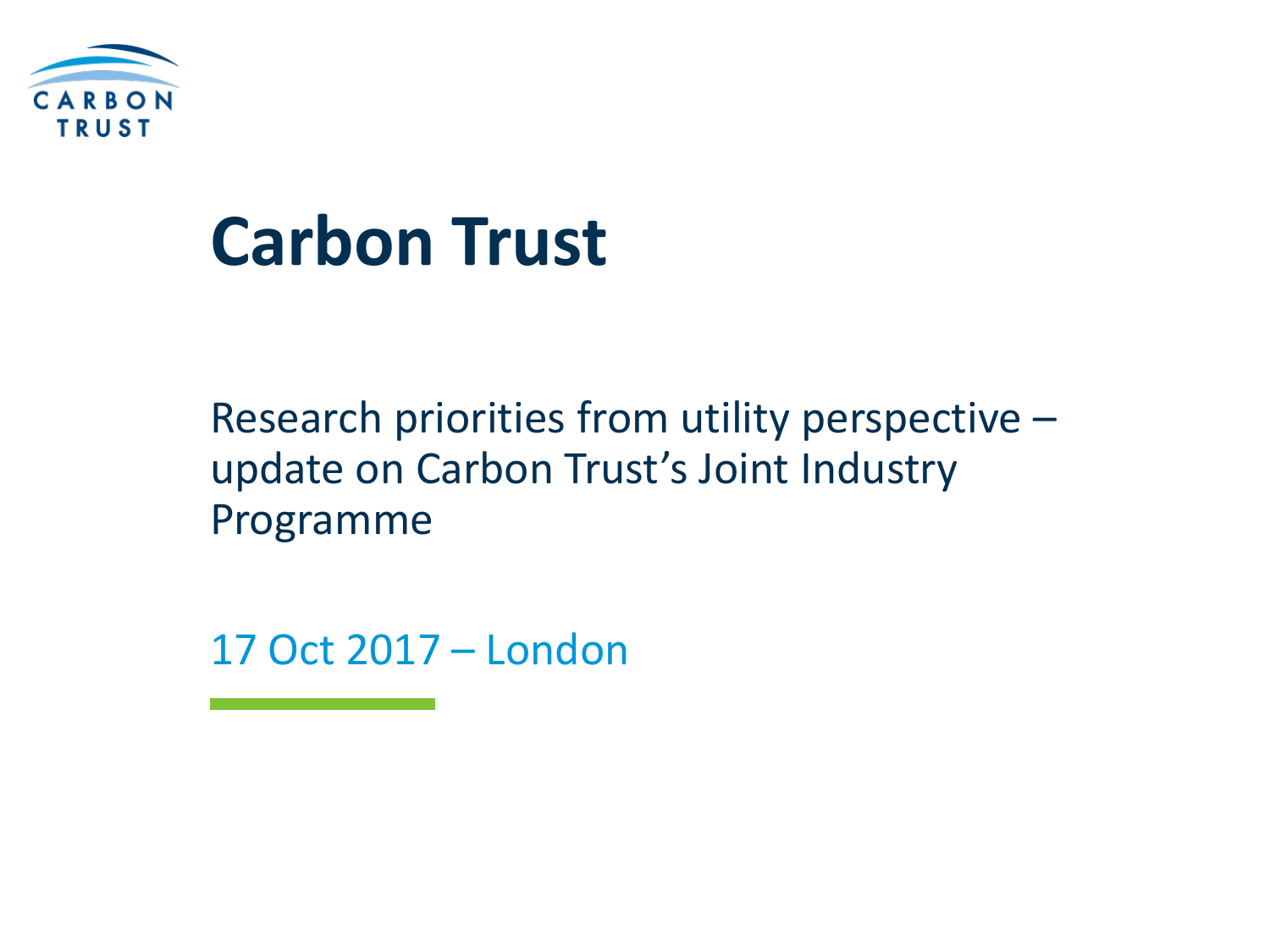# Carbon Trust

Research priorities from utility perspective – update on Carbon Trust's Joint Industry Programme

17 Oct 2017 – London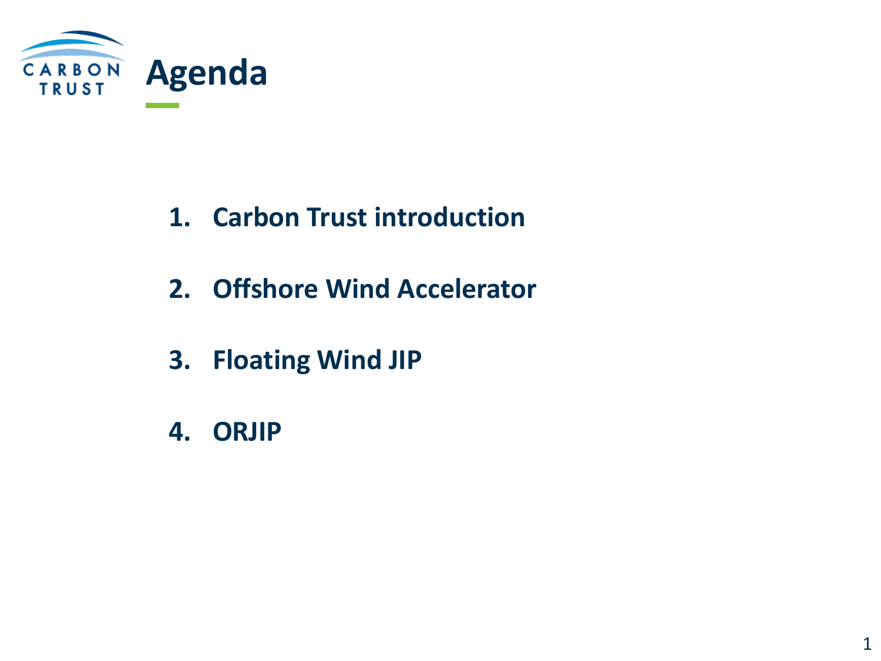# Agenda

1. Carbon Trust introduction
2. Offshore Wind Accelerator
3. Floating Wind JIP
4. ORJIP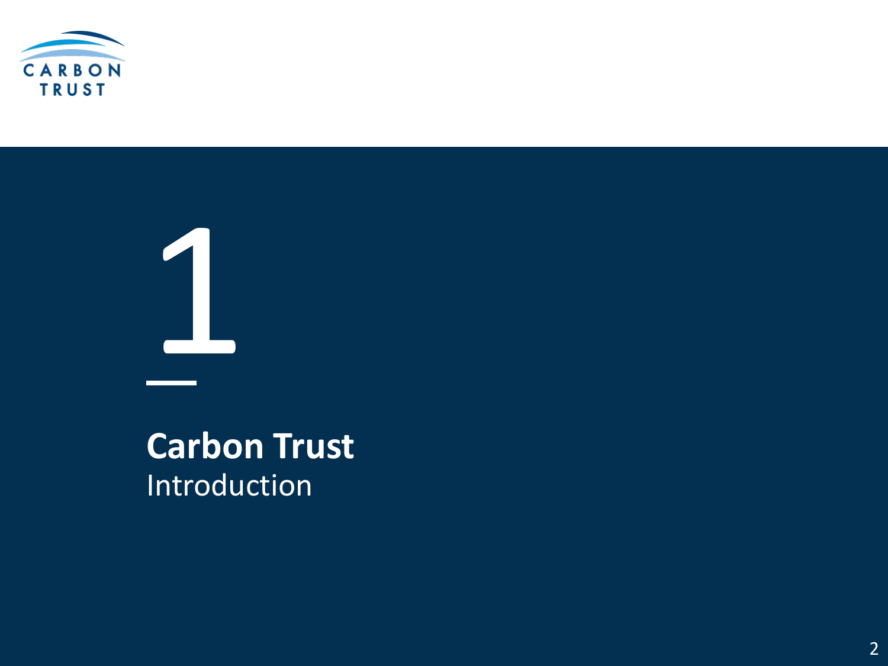# 1

## Carbon Trust

Introduction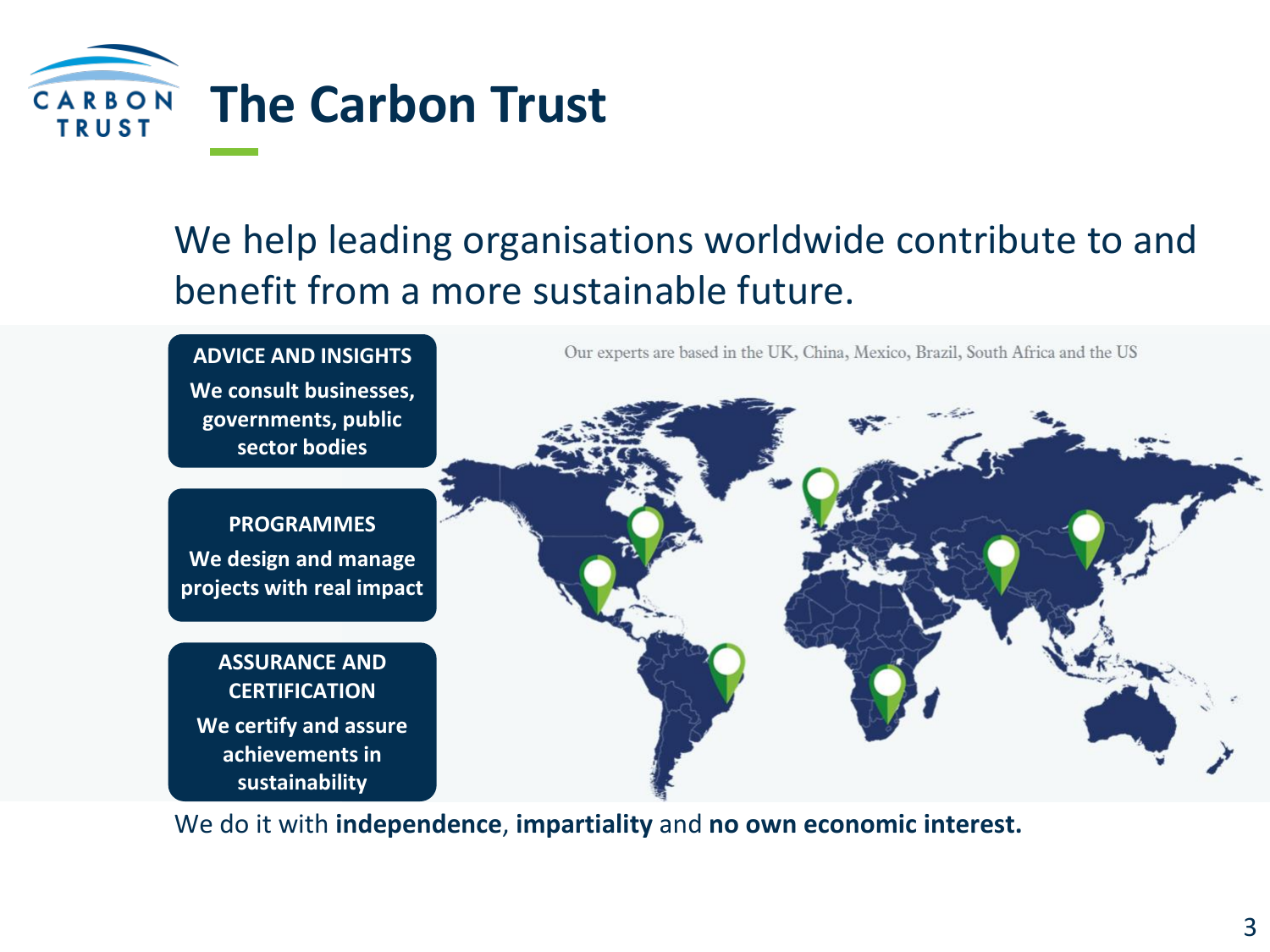# The Carbon Trust

We help leading organisations worldwide contribute to and benefit from a more sustainable future.

**ADVICE AND INSIGHTS**
**We consult businesses, governments, public sector bodies**

**PROGRAMMES**
**We design and manage projects with real impact**

**ASSURANCE AND CERTIFICATION**
**We certify and assure achievements in sustainability**

Our experts are based in the UK, China, Mexico, Brazil, South Africa and the US

We do it with **independence**, **impartiality** and **no own economic interest.**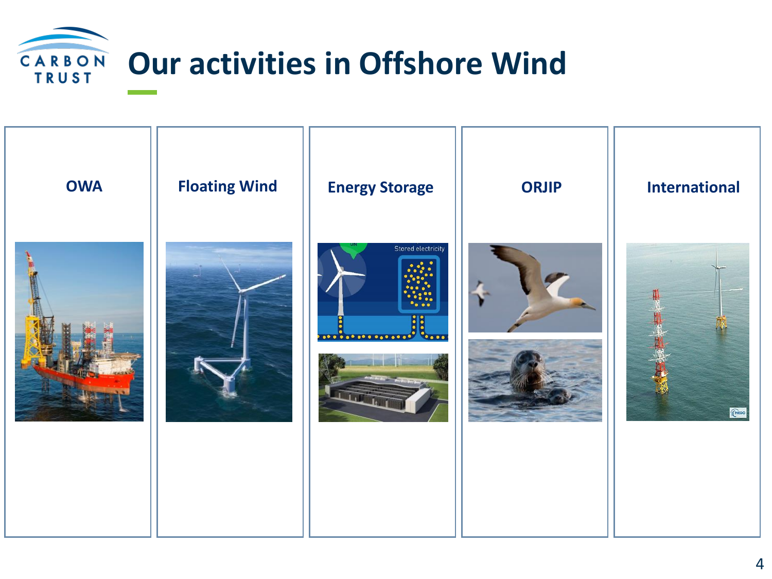# Our activities in Offshore Wind

- **OWA**
- **Floating Wind**
- **Energy Storage**
- **ORJIP**
- **International**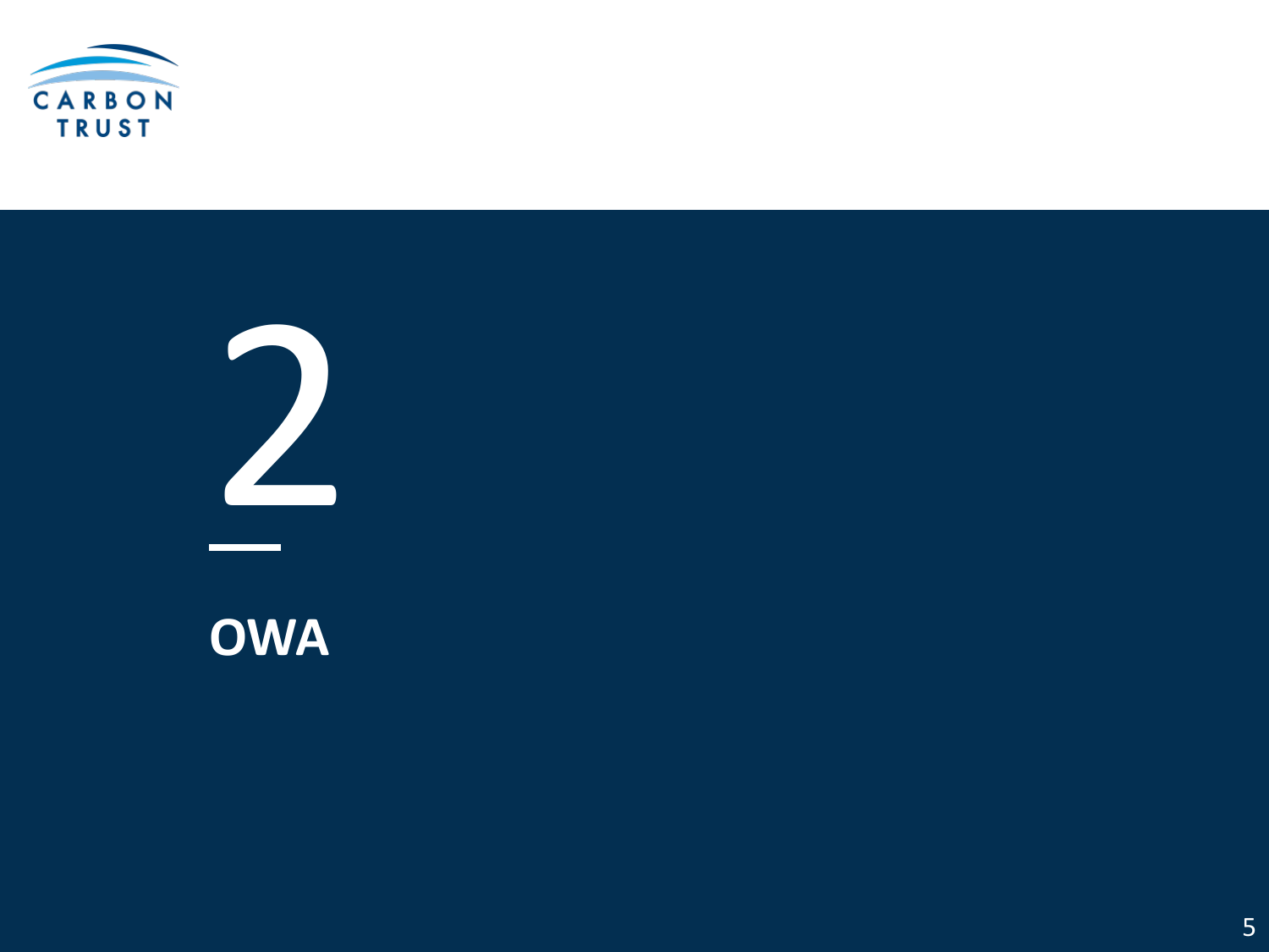# 2

## OWA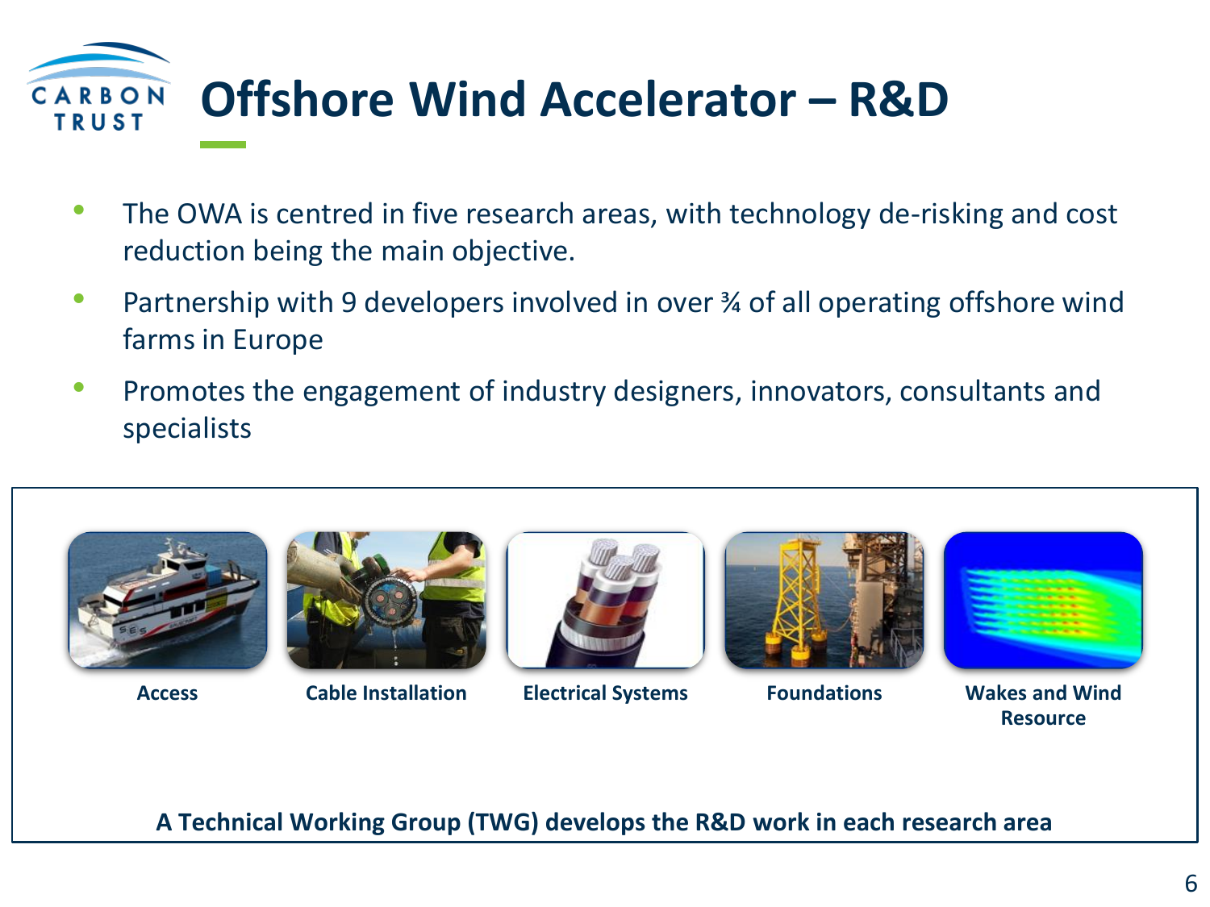# Offshore Wind Accelerator – R&D

- The OWA is centred in five research areas, with technology de-risking and cost reduction being the main objective.
- Partnership with 9 developers involved in over ¾ of all operating offshore wind farms in Europe
- Promotes the engagement of industry designers, innovators, consultants and specialists

**Access** | **Cable Installation** | **Electrical Systems** | **Foundations** | **Wakes and Wind Resource**

**A Technical Working Group (TWG) develops the R&D work in each research area**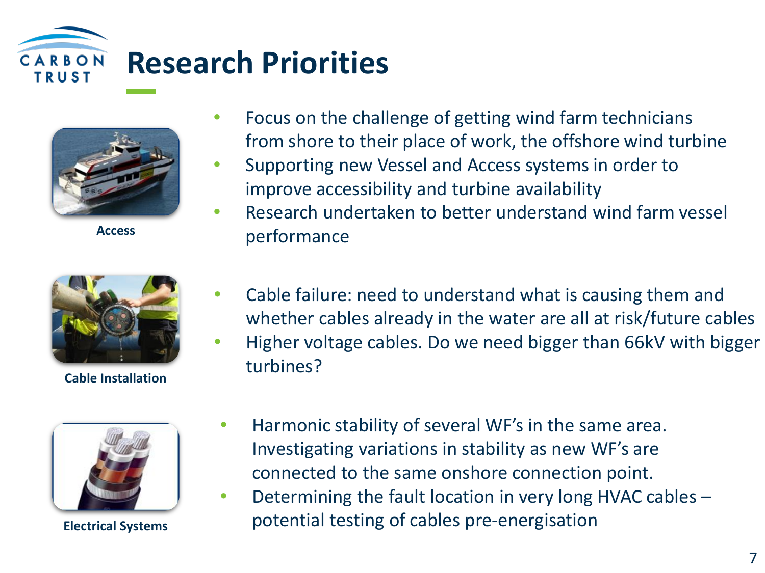# Research Priorities

**Access**

- Focus on the challenge of getting wind farm technicians from shore to their place of work, the offshore wind turbine
- Supporting new Vessel and Access systems in order to improve accessibility and turbine availability
- Research undertaken to better understand wind farm vessel performance

**Cable Installation**

- Cable failure: need to understand what is causing them and whether cables already in the water are all at risk/future cables
- Higher voltage cables. Do we need bigger than 66kV with bigger turbines?

**Electrical Systems**

- Harmonic stability of several WF's in the same area. Investigating variations in stability as new WF's are connected to the same onshore connection point.
- Determining the fault location in very long HVAC cables – potential testing of cables pre-energisation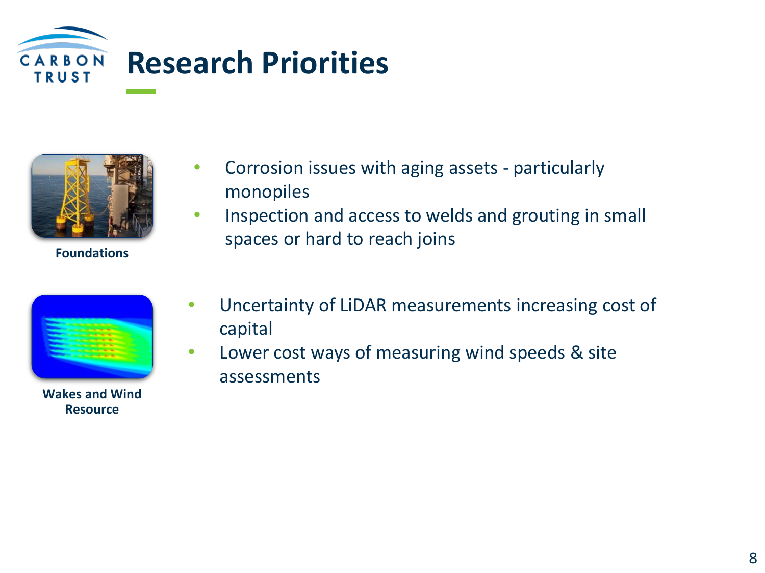# Research Priorities

**Foundations**

- Corrosion issues with aging assets - particularly monopiles
- Inspection and access to welds and grouting in small spaces or hard to reach joins

**Wakes and Wind Resource**

- Uncertainty of LiDAR measurements increasing cost of capital
- Lower cost ways of measuring wind speeds & site assessments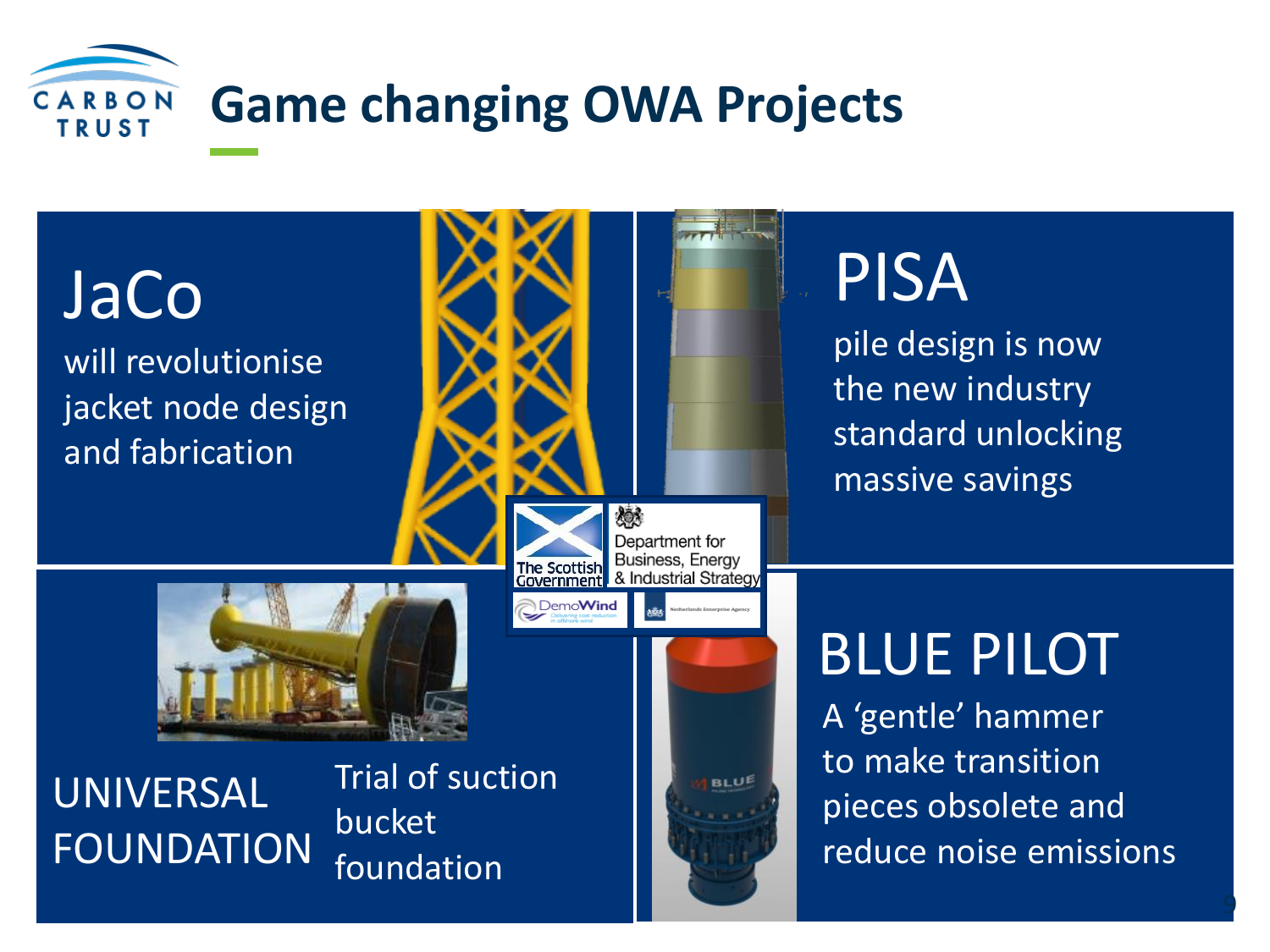# Game changing OWA Projects

## JaCo

will revolutionise jacket node design and fabrication

## PISA

pile design is now the new industry standard unlocking massive savings

## UNIVERSAL FOUNDATION

Trial of suction bucket foundation

## BLUE PILOT

A 'gentle' hammer to make transition pieces obsolete and reduce noise emissions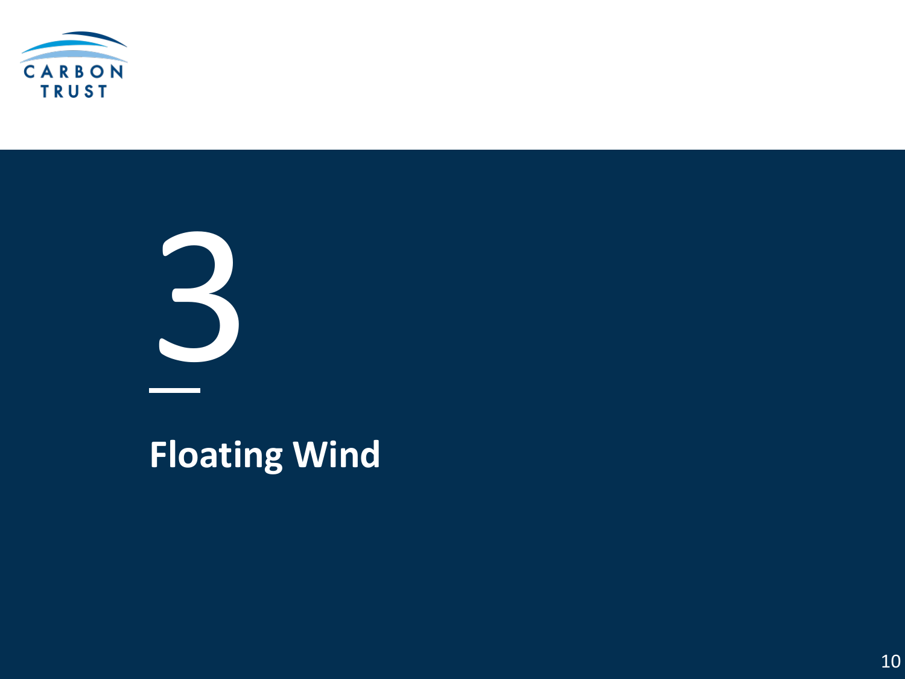# 3

## Floating Wind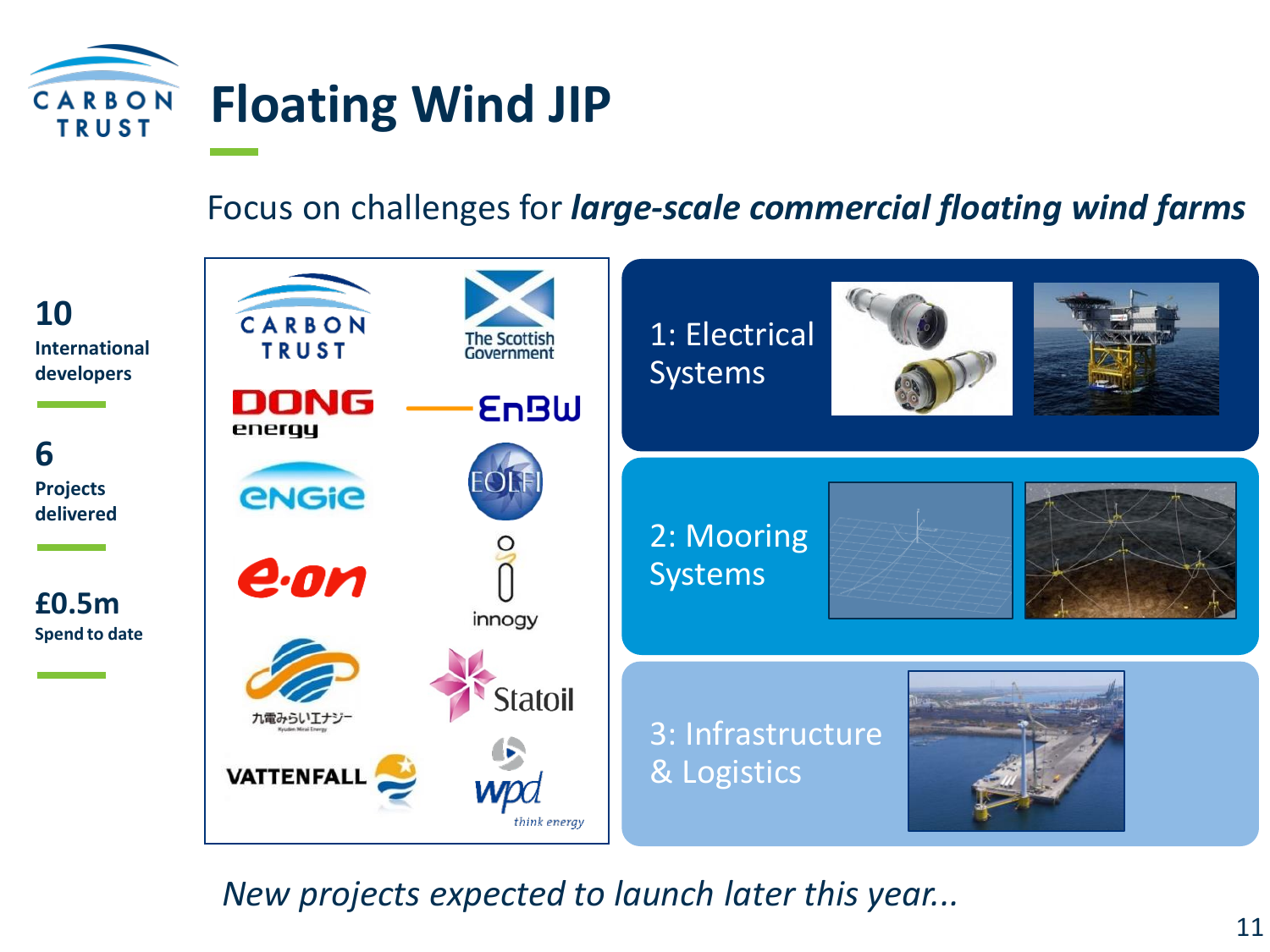# Floating Wind JIP

Focus on challenges for ***large-scale commercial floating wind farms***

**10**
**International developers**

**6**
**Projects delivered**

**£0.5m**
**Spend to date**

Carbon Trust, The Scottish Government, DONG energy, EnBW, ENGIE, EOLFI, e.on, innogy, 九電みらいエナジー, Statoil, VATTENFALL, wpd think energy

1: Electrical Systems

2: Mooring Systems

3: Infrastructure & Logistics

*New projects expected to launch later this year...*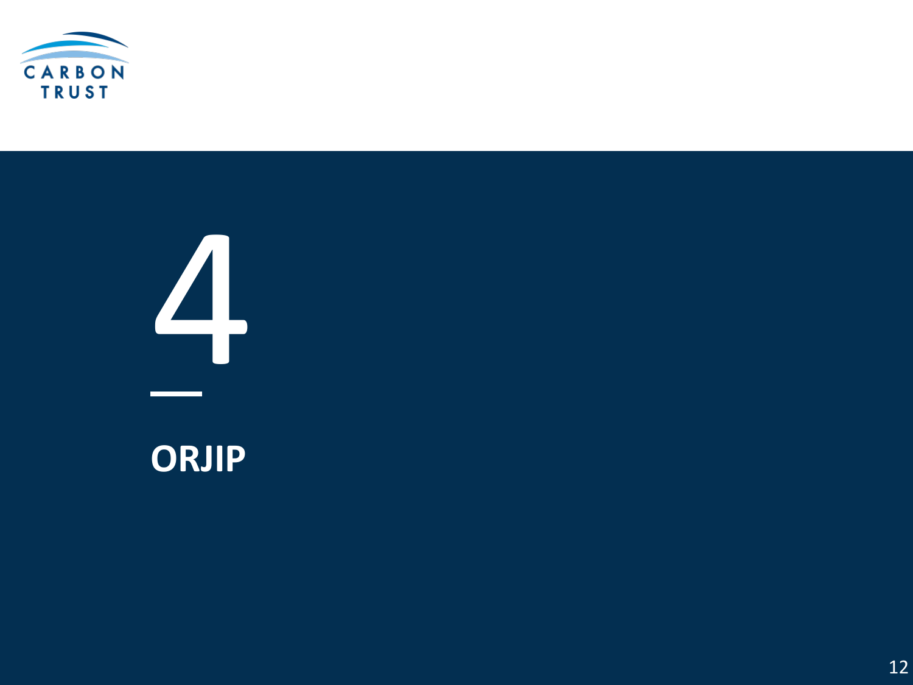# 4

## ORJIP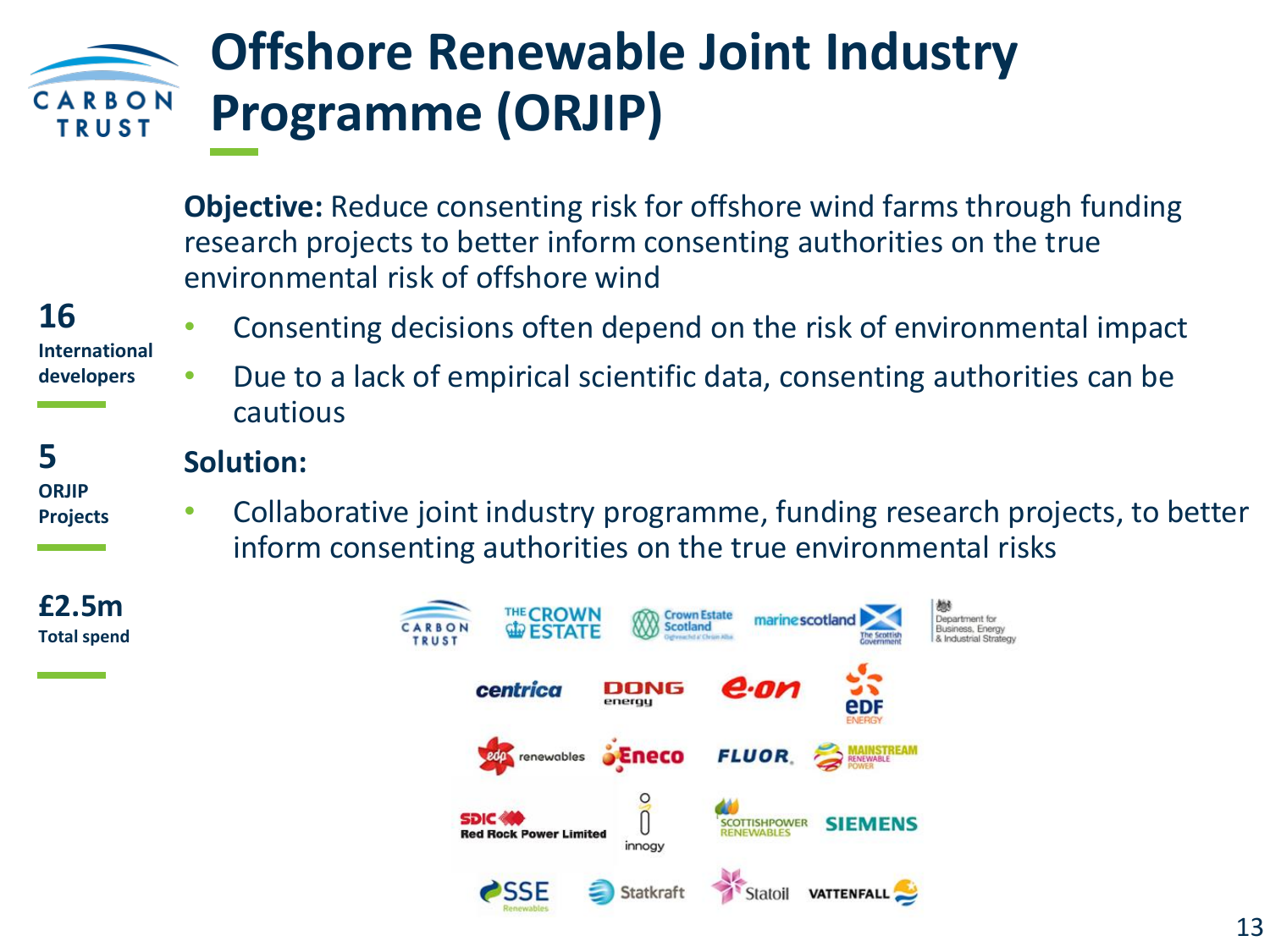# Offshore Renewable Joint Industry Programme (ORJIP)

**16**
**International developers**

**5**
**ORJIP Projects**

**£2.5m**
**Total spend**

**Objective:** Reduce consenting risk for offshore wind farms through funding research projects to better inform consenting authorities on the true environmental risk of offshore wind

- Consenting decisions often depend on the risk of environmental impact
- Due to a lack of empirical scientific data, consenting authorities can be cautious

**Solution:**

- Collaborative joint industry programme, funding research projects, to better inform consenting authorities on the true environmental risks

Carbon Trust, The Crown Estate, Crown Estate Scotland, marine scotland (The Scottish Government), Department for Business, Energy & Industrial Strategy

centrica, DONG energy, e.on, EDF Energy

edp renewables, Eneco, FLUOR, Mainstream Renewable Power

SDIC Red Rock Power Limited, innogy, ScottishPower Renewables, SIEMENS

SSE Renewables, Statkraft, Statoil, VATTENFALL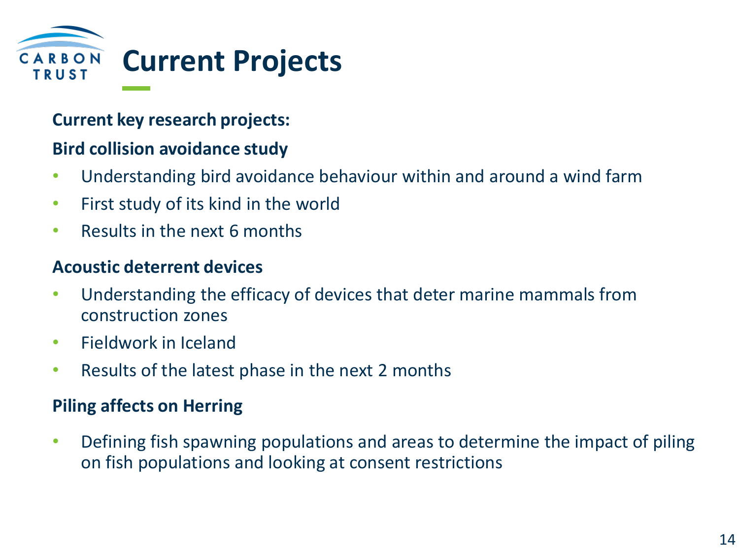# Current Projects

**Current key research projects:**

**Bird collision avoidance study**

- Understanding bird avoidance behaviour within and around a wind farm
- First study of its kind in the world
- Results in the next 6 months

**Acoustic deterrent devices**

- Understanding the efficacy of devices that deter marine mammals from construction zones
- Fieldwork in Iceland
- Results of the latest phase in the next 2 months

**Piling affects on Herring**

- Defining fish spawning populations and areas to determine the impact of piling on fish populations and looking at consent restrictions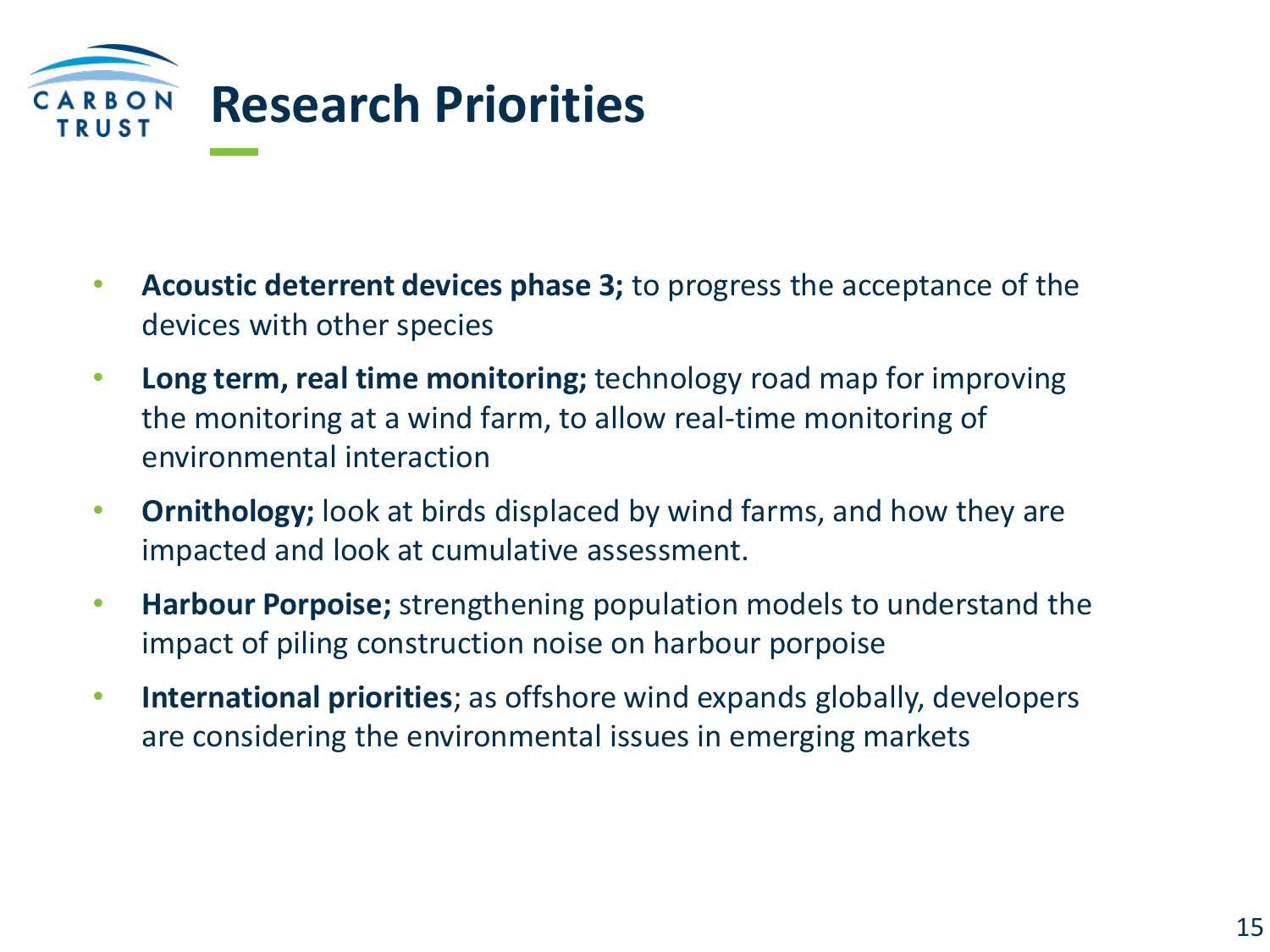# Research Priorities

- **Acoustic deterrent devices phase 3;** to progress the acceptance of the devices with other species
- **Long term, real time monitoring;** technology road map for improving the monitoring at a wind farm, to allow real-time monitoring of environmental interaction
- **Ornithology;** look at birds displaced by wind farms, and how they are impacted and look at cumulative assessment.
- **Harbour Porpoise;** strengthening population models to understand the impact of piling construction noise on harbour porpoise
- **International priorities**; as offshore wind expands globally, developers are considering the environmental issues in emerging markets